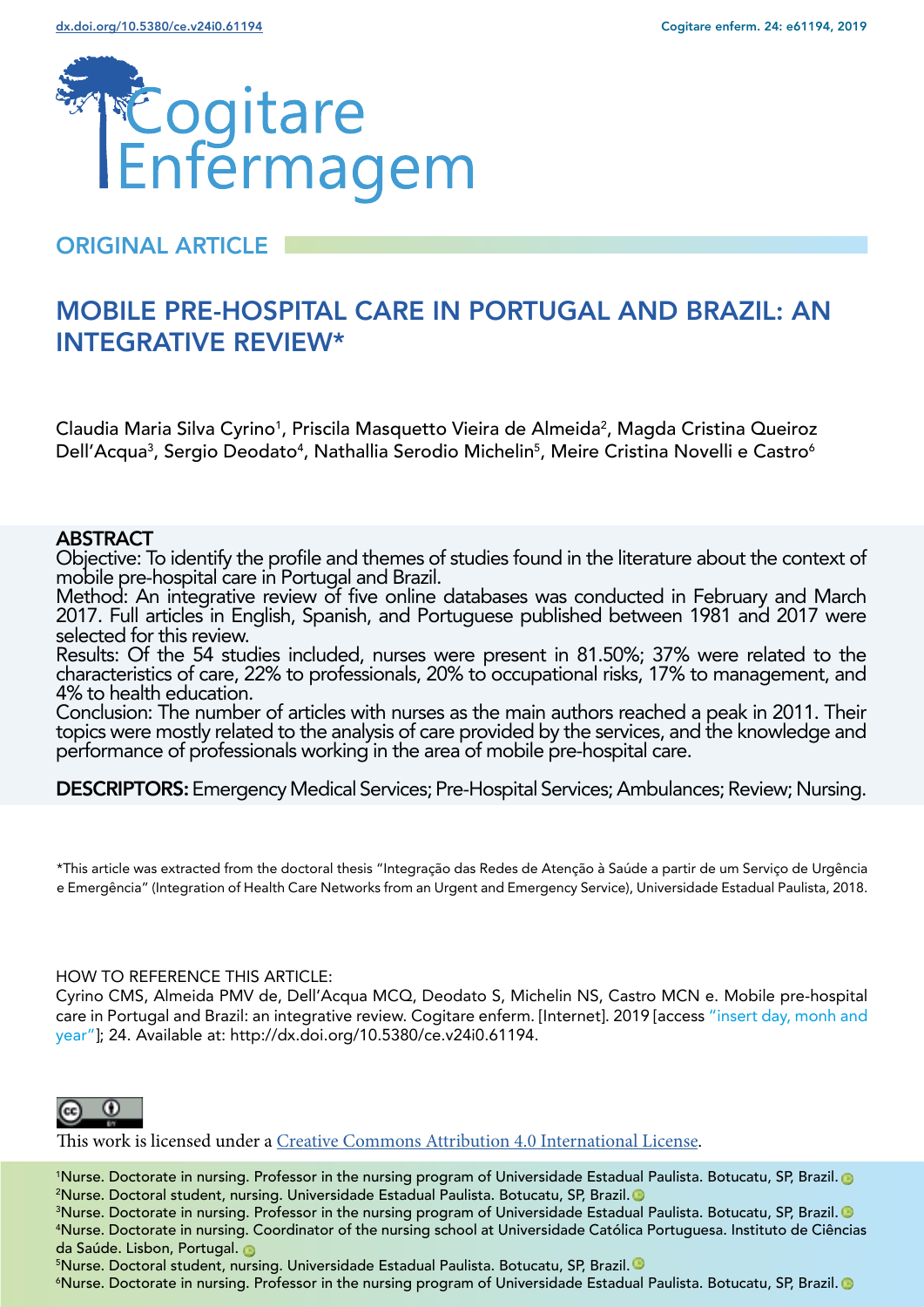ORIGINAL ARTICLE

# MOBILE PRE-HOSPITAL CARE IN PORTUGAL AND BRAZIL: AN INTEGRATIVE REVIEW*

Claudia Maria Silva Cyrino[1], Priscila Masquetto Vieira de Almeida[2], Magda Cristina Queiroz Dell'Acqua[3], Sergio Deodato[4], Nathallia Serodio Michelin[5], Meire Cristina Novelli e Castro[6]

## ABSTRACT

Objective: To identify the profile and themes of studies found in the literature about the context of mobile pre-hospital care in Portugal and Brazil.
Method: An integrative review of five online databases was conducted in February and March 2017. Full articles in English, Spanish, and Portuguese published between 1981 and 2017 were selected for this review.
Results: Of the 54 studies included, nurses were present in 81.50%; 37% were related to the characteristics of care, 22% to professionals, 20% to occupational risks, 17% to management, and 4% to health education.
Conclusion: The number of articles with nurses as the main authors reached a peak in 2011. Their topics were mostly related to the analysis of care provided by the services, and the knowledge and performance of professionals working in the area of mobile pre-hospital care.

**DESCRIPTORS:** Emergency Medical Services; Pre-Hospital Services; Ambulances; Review; Nursing.

*This article was extracted from the doctoral thesis "Integração das Redes de Atenção à Saúde a partir de um Serviço de Urgência e Emergência" (Integration of Health Care Networks from an Urgent and Emergency Service), Universidade Estadual Paulista, 2018.

HOW TO REFERENCE THIS ARTICLE:
Cyrino CMS, Almeida PMV de, Dell'Acqua MCQ, Deodato S, Michelin NS, Castro MCN e. Mobile pre-hospital care in Portugal and Brazil: an integrative review. Cogitare enferm. [Internet]. 2019 [access "insert day, monh and year"]; 24. Available at: http://dx.doi.org/10.5380/ce.v24i0.61194.

This work is licensed under a Creative Commons Attribution 4.0 International License.

[1]Nurse. Doctorate in nursing. Professor in the nursing program of Universidade Estadual Paulista. Botucatu, SP, Brazil.
[2]Nurse. Doctoral student, nursing. Universidade Estadual Paulista. Botucatu, SP, Brazil.
[3]Nurse. Doctorate in nursing. Professor in the nursing program of Universidade Estadual Paulista. Botucatu, SP, Brazil.
[4]Nurse. Doctorate in nursing. Coordinator of the nursing school at Universidade Católica Portuguesa. Instituto de Ciências da Saúde. Lisbon, Portugal.
[5]Nurse. Doctoral student, nursing. Universidade Estadual Paulista. Botucatu, SP, Brazil.
[6]Nurse. Doctorate in nursing. Professor in the nursing program of Universidade Estadual Paulista. Botucatu, SP, Brazil.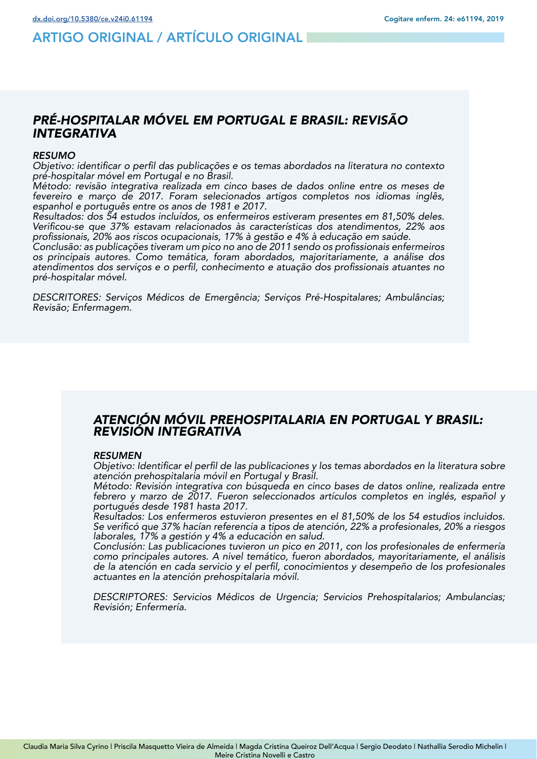# ARTIGO ORIGINAL / ARTÍCULO ORIGINAL

## *PRÉ-HOSPITALAR MÓVEL EM PORTUGAL E BRASIL: REVISÃO INTEGRATIVA*

### *RESUMO*

*Objetivo: identificar o perfil das publicações e os temas abordados na literatura no contexto pré-hospitalar móvel em Portugal e no Brasil.*
*Método: revisão integrativa realizada em cinco bases de dados online entre os meses de fevereiro e março de 2017. Foram selecionados artigos completos nos idiomas inglês, espanhol e português entre os anos de 1981 e 2017.*
*Resultados: dos 54 estudos incluídos, os enfermeiros estiveram presentes em 81,50% deles. Verificou-se que 37% estavam relacionados às características dos atendimentos, 22% aos profissionais, 20% aos riscos ocupacionais, 17% à gestão e 4% à educação em saúde.*
*Conclusão: as publicações tiveram um pico no ano de 2011 sendo os profissionais enfermeiros os principais autores. Como temática, foram abordados, majoritariamente, a análise dos atendimentos dos serviços e o perfil, conhecimento e atuação dos profissionais atuantes no pré-hospitalar móvel.*

*DESCRITORES: Serviços Médicos de Emergência; Serviços Pré-Hospitalares; Ambulâncias; Revisão; Enfermagem.*

## *ATENCIÓN MÓVIL PREHOSPITALARIA EN PORTUGAL Y BRASIL: REVISIÓN INTEGRATIVA*

### *RESUMEN*

*Objetivo: Identificar el perfil de las publicaciones y los temas abordados en la literatura sobre atención prehospitalaria móvil en Portugal y Brasil.*
*Método: Revisión integrativa con búsqueda en cinco bases de datos online, realizada entre febrero y marzo de 2017. Fueron seleccionados artículos completos en inglés, español y portugués desde 1981 hasta 2017.*
*Resultados: Los enfermeros estuvieron presentes en el 81,50% de los 54 estudios incluidos. Se verificó que 37% hacían referencia a tipos de atención, 22% a profesionales, 20% a riesgos laborales, 17% a gestión y 4% a educación en salud.*
*Conclusión: Las publicaciones tuvieron un pico en 2011, con los profesionales de enfermería como principales autores. A nivel temático, fueron abordados, mayoritariamente, el análisis de la atención en cada servicio y el perfil, conocimientos y desempeño de los profesionales actuantes en la atención prehospitalaria móvil.*

*DESCRIPTORES: Servicios Médicos de Urgencia; Servicios Prehospitalarios; Ambulancias; Revisión; Enfermería.*

Claudia Maria Silva Cyrino | Priscila Masquetto Vieira de Almeida | Magda Cristina Queiroz Dell'Acqua | Sergio Deodato | Nathallia Serodio Michelin | Meire Cristina Novelli e Castro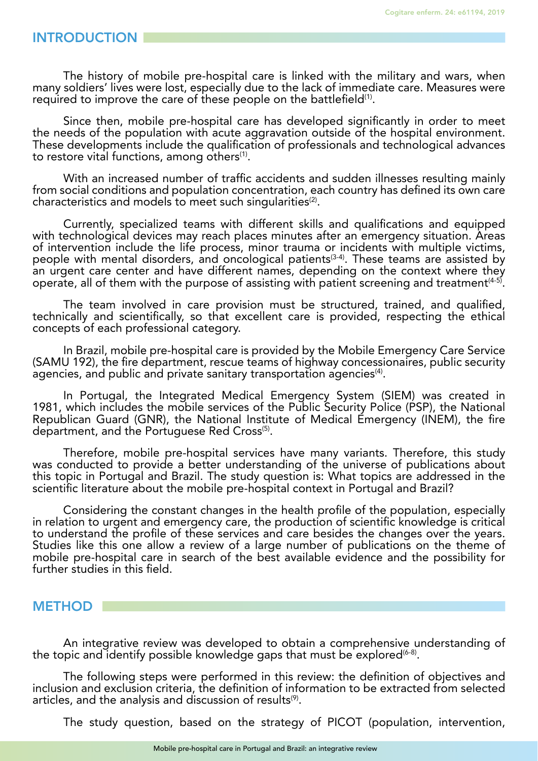## INTRODUCTION

The history of mobile pre-hospital care is linked with the military and wars, when many soldiers' lives were lost, especially due to the lack of immediate care. Measures were required to improve the care of these people on the battlefield[1].

Since then, mobile pre-hospital care has developed significantly in order to meet the needs of the population with acute aggravation outside of the hospital environment. These developments include the qualification of professionals and technological advances to restore vital functions, among others[1].

With an increased number of traffic accidents and sudden illnesses resulting mainly from social conditions and population concentration, each country has defined its own care characteristics and models to meet such singularities[2].

Currently, specialized teams with different skills and qualifications and equipped with technological devices may reach places minutes after an emergency situation. Areas of intervention include the life process, minor trauma or incidents with multiple victims, people with mental disorders, and oncological patients[3-4]. These teams are assisted by an urgent care center and have different names, depending on the context where they operate, all of them with the purpose of assisting with patient screening and treatment[4-5].

The team involved in care provision must be structured, trained, and qualified, technically and scientifically, so that excellent care is provided, respecting the ethical concepts of each professional category.

In Brazil, mobile pre-hospital care is provided by the Mobile Emergency Care Service (SAMU 192), the fire department, rescue teams of highway concessionaires, public security agencies, and public and private sanitary transportation agencies[4].

In Portugal, the Integrated Medical Emergency System (SIEM) was created in 1981, which includes the mobile services of the Public Security Police (PSP), the National Republican Guard (GNR), the National Institute of Medical Emergency (INEM), the fire department, and the Portuguese Red Cross[5].

Therefore, mobile pre-hospital services have many variants. Therefore, this study was conducted to provide a better understanding of the universe of publications about this topic in Portugal and Brazil. The study question is: What topics are addressed in the scientific literature about the mobile pre-hospital context in Portugal and Brazil?

Considering the constant changes in the health profile of the population, especially in relation to urgent and emergency care, the production of scientific knowledge is critical to understand the profile of these services and care besides the changes over the years. Studies like this one allow a review of a large number of publications on the theme of mobile pre-hospital care in search of the best available evidence and the possibility for further studies in this field.

## METHOD

An integrative review was developed to obtain a comprehensive understanding of the topic and identify possible knowledge gaps that must be explored[6-8].

The following steps were performed in this review: the definition of objectives and inclusion and exclusion criteria, the definition of information to be extracted from selected articles, and the analysis and discussion of results[9].

The study question, based on the strategy of PICOT (population, intervention,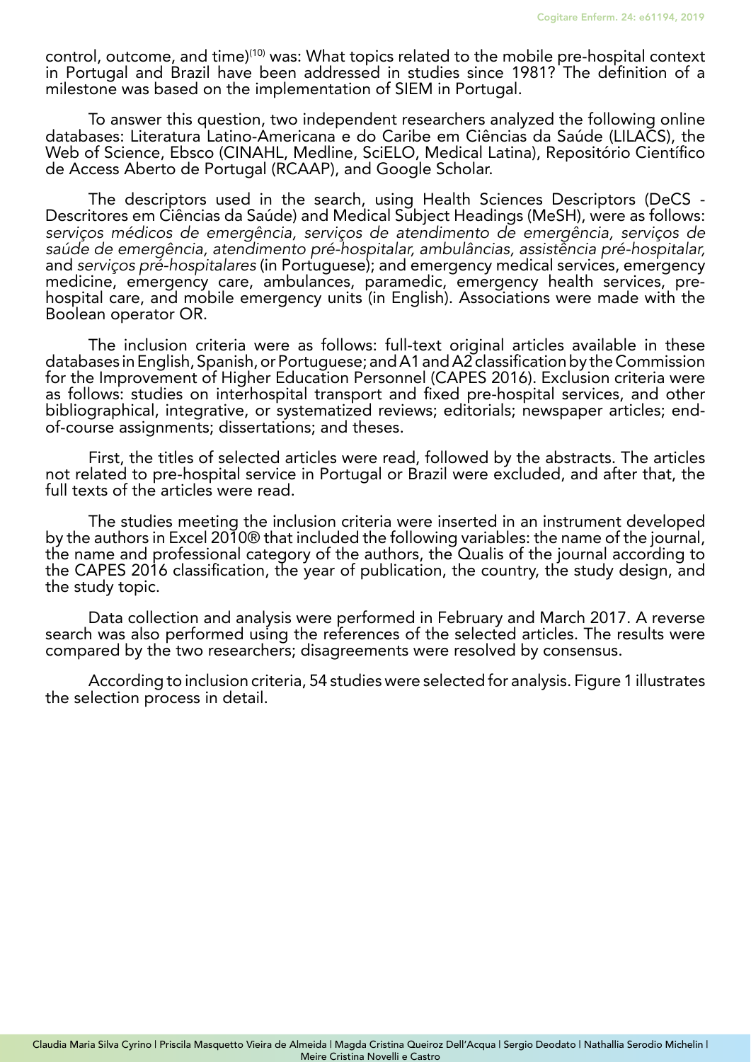control, outcome, and time)[10] was: What topics related to the mobile pre-hospital context in Portugal and Brazil have been addressed in studies since 1981? The definition of a milestone was based on the implementation of SIEM in Portugal.

To answer this question, two independent researchers analyzed the following online databases: Literatura Latino-Americana e do Caribe em Ciências da Saúde (LILACS), the Web of Science, Ebsco (CINAHL, Medline, SciELO, Medical Latina), Repositório Científico de Access Aberto de Portugal (RCAAP), and Google Scholar.

The descriptors used in the search, using Health Sciences Descriptors (DeCS - Descritores em Ciências da Saúde) and Medical Subject Headings (MeSH), were as follows: *serviços médicos de emergência, serviços de atendimento de emergência, serviços de saúde de emergência, atendimento pré-hospitalar, ambulâncias, assistência pré-hospitalar,* and *serviços pré-hospitalares* (in Portuguese); and emergency medical services, emergency medicine, emergency care, ambulances, paramedic, emergency health services, pre-hospital care, and mobile emergency units (in English). Associations were made with the Boolean operator OR.

The inclusion criteria were as follows: full-text original articles available in these databases in English, Spanish, or Portuguese; and A1 and A2 classification by the Commission for the Improvement of Higher Education Personnel (CAPES 2016). Exclusion criteria were as follows: studies on interhospital transport and fixed pre-hospital services, and other bibliographical, integrative, or systematized reviews; editorials; newspaper articles; end-of-course assignments; dissertations; and theses.

First, the titles of selected articles were read, followed by the abstracts. The articles not related to pre-hospital service in Portugal or Brazil were excluded, and after that, the full texts of the articles were read.

The studies meeting the inclusion criteria were inserted in an instrument developed by the authors in Excel 2010® that included the following variables: the name of the journal, the name and professional category of the authors, the Qualis of the journal according to the CAPES 2016 classification, the year of publication, the country, the study design, and the study topic.

Data collection and analysis were performed in February and March 2017. A reverse search was also performed using the references of the selected articles. The results were compared by the two researchers; disagreements were resolved by consensus.

According to inclusion criteria, 54 studies were selected for analysis. Figure 1 illustrates the selection process in detail.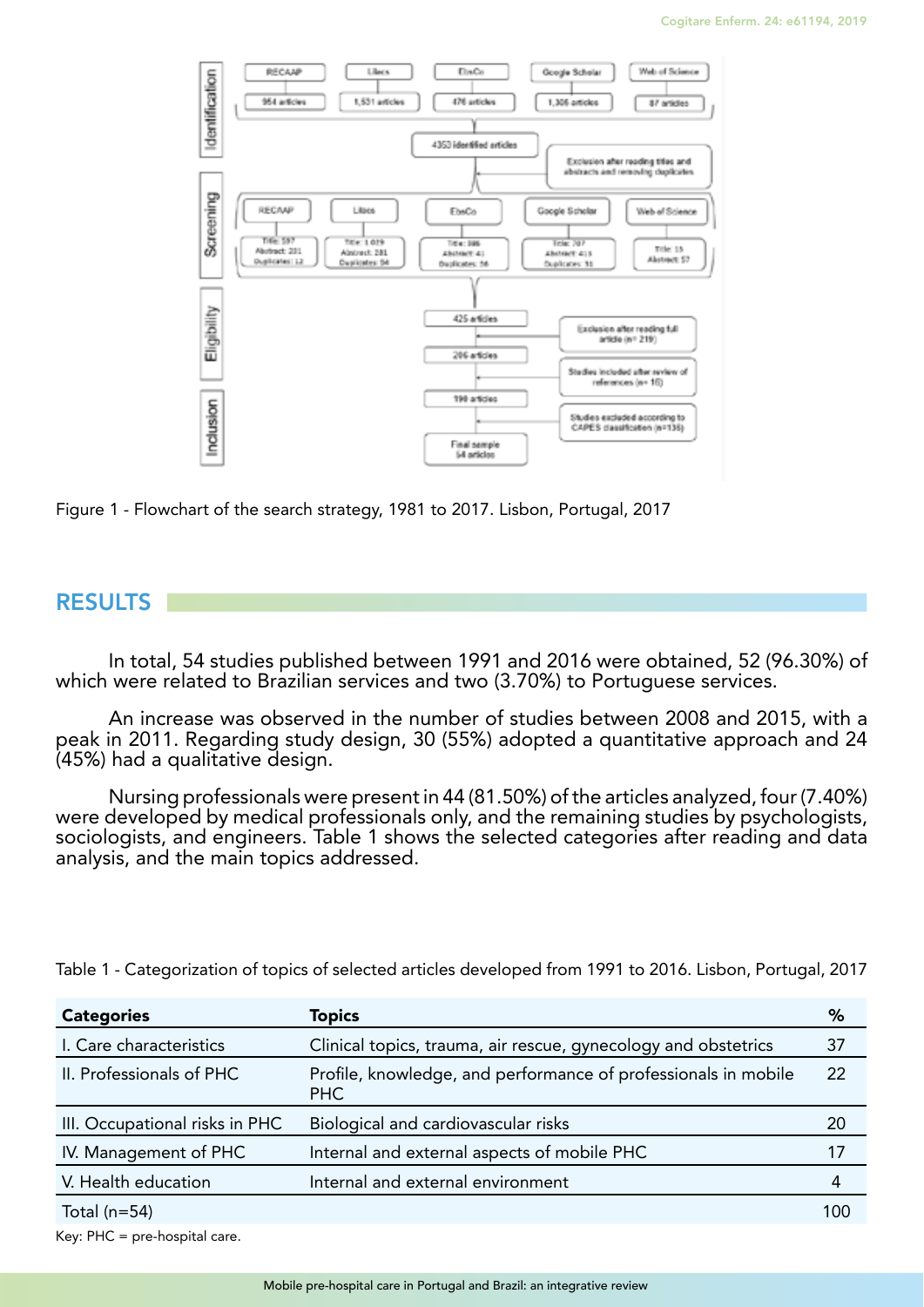Figure 1 - Flowchart of the search strategy, 1981 to 2017. Lisbon, Portugal, 2017

## RESULTS

In total, 54 studies published between 1991 and 2016 were obtained, 52 (96.30%) of which were related to Brazilian services and two (3.70%) to Portuguese services.

An increase was observed in the number of studies between 2008 and 2015, with a peak in 2011. Regarding study design, 30 (55%) adopted a quantitative approach and 24 (45%) had a qualitative design.

Nursing professionals were present in 44 (81.50%) of the articles analyzed, four (7.40%) were developed by medical professionals only, and the remaining studies by psychologists, sociologists, and engineers. Table 1 shows the selected categories after reading and data analysis, and the main topics addressed.

Table 1 - Categorization of topics of selected articles developed from 1991 to 2016. Lisbon, Portugal, 2017

| Categories | Topics | % |
|---|---|---|
| I. Care characteristics | Clinical topics, trauma, air rescue, gynecology and obstetrics | 37 |
| II. Professionals of PHC | Profile, knowledge, and performance of professionals in mobile PHC | 22 |
| III. Occupational risks in PHC | Biological and cardiovascular risks | 20 |
| IV. Management of PHC | Internal and external aspects of mobile PHC | 17 |
| V. Health education | Internal and external environment | 4 |
| Total (n=54) | | 100 |

Key: PHC = pre-hospital care.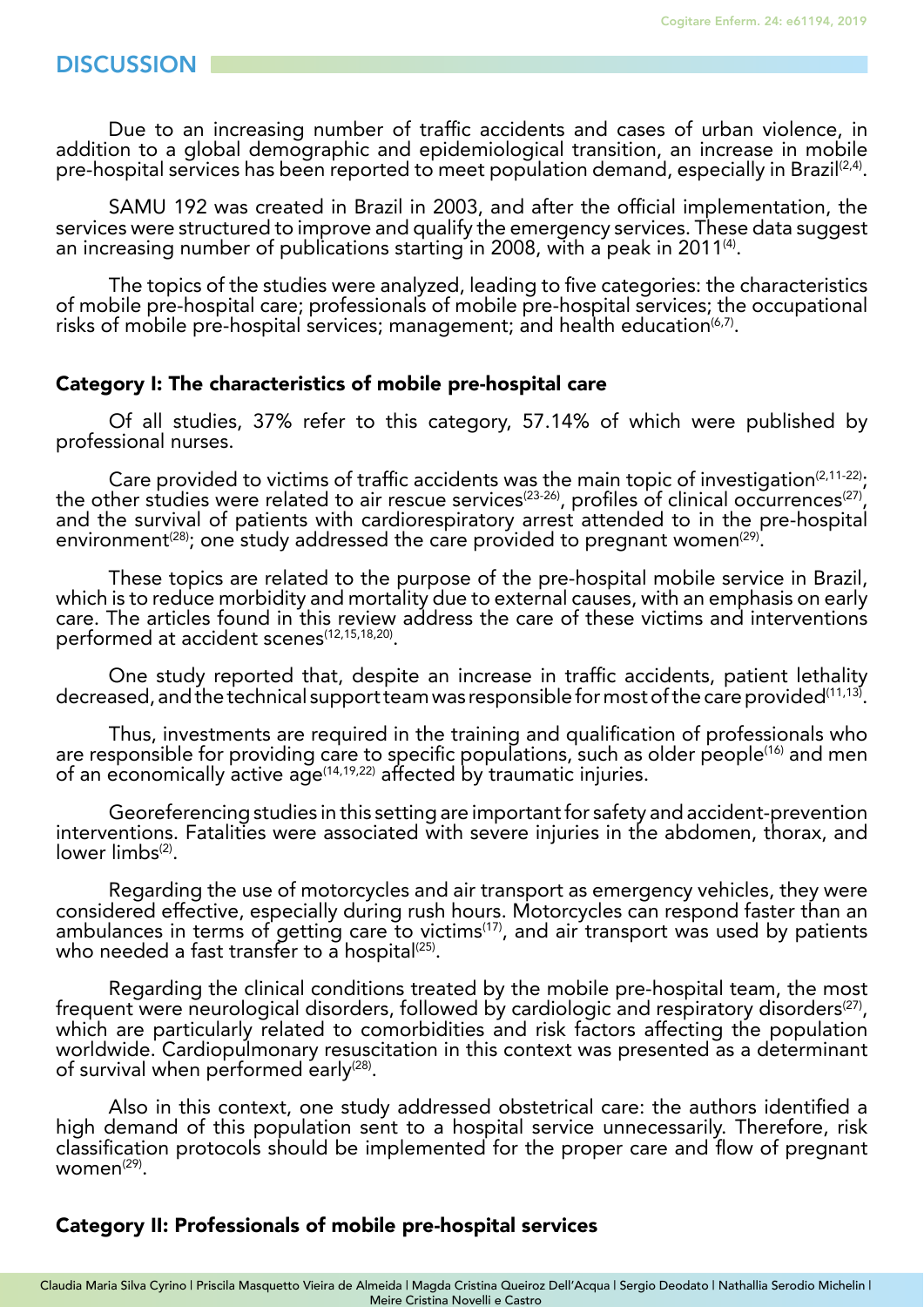## DISCUSSION

Due to an increasing number of traffic accidents and cases of urban violence, in addition to a global demographic and epidemiological transition, an increase in mobile pre-hospital services has been reported to meet population demand, especially in Brazil[2,4].

SAMU 192 was created in Brazil in 2003, and after the official implementation, the services were structured to improve and qualify the emergency services. These data suggest an increasing number of publications starting in 2008, with a peak in 2011[4].

The topics of the studies were analyzed, leading to five categories: the characteristics of mobile pre-hospital care; professionals of mobile pre-hospital services; the occupational risks of mobile pre-hospital services; management; and health education[6,7].

### Category I: The characteristics of mobile pre-hospital care

Of all studies, 37% refer to this category, 57.14% of which were published by professional nurses.

Care provided to victims of traffic accidents was the main topic of investigation[2,11-22]; the other studies were related to air rescue services[23-26], profiles of clinical occurrences[27], and the survival of patients with cardiorespiratory arrest attended to in the pre-hospital environment[28]; one study addressed the care provided to pregnant women[29].

These topics are related to the purpose of the pre-hospital mobile service in Brazil, which is to reduce morbidity and mortality due to external causes, with an emphasis on early care. The articles found in this review address the care of these victims and interventions performed at accident scenes[12,15,18,20].

One study reported that, despite an increase in traffic accidents, patient lethality decreased, and the technical support team was responsible for most of the care provided[11,13].

Thus, investments are required in the training and qualification of professionals who are responsible for providing care to specific populations, such as older people[16] and men of an economically active age[14,19,22] affected by traumatic injuries.

Georeferencing studies in this setting are important for safety and accident-prevention interventions. Fatalities were associated with severe injuries in the abdomen, thorax, and lower limbs[2].

Regarding the use of motorcycles and air transport as emergency vehicles, they were considered effective, especially during rush hours. Motorcycles can respond faster than an ambulances in terms of getting care to victims[17], and air transport was used by patients who needed a fast transfer to a hospital[25].

Regarding the clinical conditions treated by the mobile pre-hospital team, the most frequent were neurological disorders, followed by cardiologic and respiratory disorders[27], which are particularly related to comorbidities and risk factors affecting the population worldwide. Cardiopulmonary resuscitation in this context was presented as a determinant of survival when performed early[28].

Also in this context, one study addressed obstetrical care: the authors identified a high demand of this population sent to a hospital service unnecessarily. Therefore, risk classification protocols should be implemented for the proper care and flow of pregnant women[29].

### Category II: Professionals of mobile pre-hospital services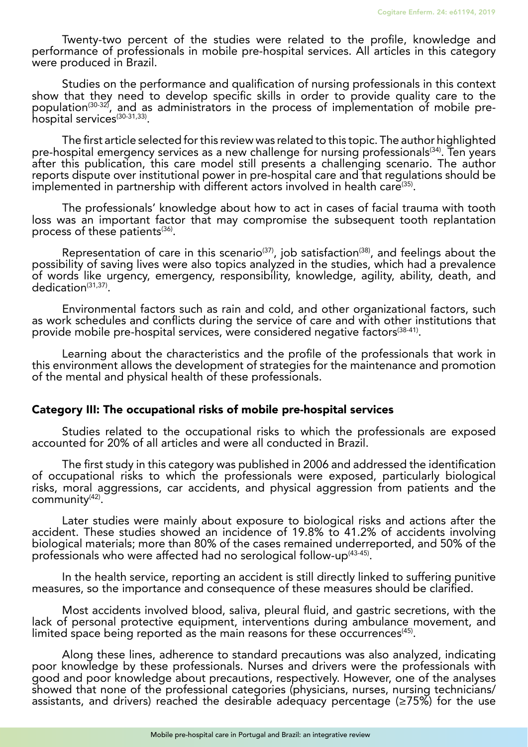Twenty-two percent of the studies were related to the profile, knowledge and performance of professionals in mobile pre-hospital services. All articles in this category were produced in Brazil.

Studies on the performance and qualification of nursing professionals in this context show that they need to develop specific skills in order to provide quality care to the population[30-32], and as administrators in the process of implementation of mobile pre-hospital services[30-31,33].

The first article selected for this review was related to this topic. The author highlighted pre-hospital emergency services as a new challenge for nursing professionals[34]. Ten years after this publication, this care model still presents a challenging scenario. The author reports dispute over institutional power in pre-hospital care and that regulations should be implemented in partnership with different actors involved in health care[35].

The professionals' knowledge about how to act in cases of facial trauma with tooth loss was an important factor that may compromise the subsequent tooth replantation process of these patients[36].

Representation of care in this scenario[37], job satisfaction[38], and feelings about the possibility of saving lives were also topics analyzed in the studies, which had a prevalence of words like urgency, emergency, responsibility, knowledge, agility, ability, death, and dedication[31,37].

Environmental factors such as rain and cold, and other organizational factors, such as work schedules and conflicts during the service of care and with other institutions that provide mobile pre-hospital services, were considered negative factors[38-41].

Learning about the characteristics and the profile of the professionals that work in this environment allows the development of strategies for the maintenance and promotion of the mental and physical health of these professionals.

## Category III: The occupational risks of mobile pre-hospital services

Studies related to the occupational risks to which the professionals are exposed accounted for 20% of all articles and were all conducted in Brazil.

The first study in this category was published in 2006 and addressed the identification of occupational risks to which the professionals were exposed, particularly biological risks, moral aggressions, car accidents, and physical aggression from patients and the community[42].

Later studies were mainly about exposure to biological risks and actions after the accident. These studies showed an incidence of 19.8% to 41.2% of accidents involving biological materials; more than 80% of the cases remained underreported, and 50% of the professionals who were affected had no serological follow-up[43-45].

In the health service, reporting an accident is still directly linked to suffering punitive measures, so the importance and consequence of these measures should be clarified.

Most accidents involved blood, saliva, pleural fluid, and gastric secretions, with the lack of personal protective equipment, interventions during ambulance movement, and limited space being reported as the main reasons for these occurrences[45].

Along these lines, adherence to standard precautions was also analyzed, indicating poor knowledge by these professionals. Nurses and drivers were the professionals with good and poor knowledge about precautions, respectively. However, one of the analyses showed that none of the professional categories (physicians, nurses, nursing technicians/assistants, and drivers) reached the desirable adequacy percentage (≥75%) for the use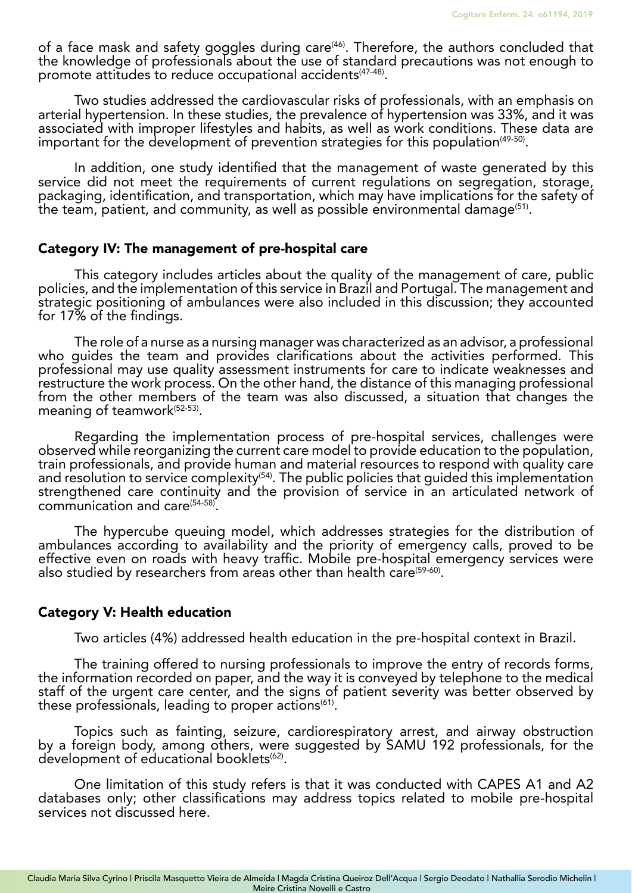of a face mask and safety goggles during care[46]. Therefore, the authors concluded that the knowledge of professionals about the use of standard precautions was not enough to promote attitudes to reduce occupational accidents[47-48].

Two studies addressed the cardiovascular risks of professionals, with an emphasis on arterial hypertension. In these studies, the prevalence of hypertension was 33%, and it was associated with improper lifestyles and habits, as well as work conditions. These data are important for the development of prevention strategies for this population[49-50].

In addition, one study identified that the management of waste generated by this service did not meet the requirements of current regulations on segregation, storage, packaging, identification, and transportation, which may have implications for the safety of the team, patient, and community, as well as possible environmental damage[51].

### Category IV: The management of pre-hospital care

This category includes articles about the quality of the management of care, public policies, and the implementation of this service in Brazil and Portugal. The management and strategic positioning of ambulances were also included in this discussion; they accounted for 17% of the findings.

The role of a nurse as a nursing manager was characterized as an advisor, a professional who guides the team and provides clarifications about the activities performed. This professional may use quality assessment instruments for care to indicate weaknesses and restructure the work process. On the other hand, the distance of this managing professional from the other members of the team was also discussed, a situation that changes the meaning of teamwork[52-53].

Regarding the implementation process of pre-hospital services, challenges were observed while reorganizing the current care model to provide education to the population, train professionals, and provide human and material resources to respond with quality care and resolution to service complexity[54]. The public policies that guided this implementation strengthened care continuity and the provision of service in an articulated network of communication and care[54-58].

The hypercube queuing model, which addresses strategies for the distribution of ambulances according to availability and the priority of emergency calls, proved to be effective even on roads with heavy traffic. Mobile pre-hospital emergency services were also studied by researchers from areas other than health care[59-60].

### Category V: Health education

Two articles (4%) addressed health education in the pre-hospital context in Brazil.

The training offered to nursing professionals to improve the entry of records forms, the information recorded on paper, and the way it is conveyed by telephone to the medical staff of the urgent care center, and the signs of patient severity was better observed by these professionals, leading to proper actions[61].

Topics such as fainting, seizure, cardiorespiratory arrest, and airway obstruction by a foreign body, among others, were suggested by SAMU 192 professionals, for the development of educational booklets[62].

One limitation of this study refers is that it was conducted with CAPES A1 and A2 databases only; other classifications may address topics related to mobile pre-hospital services not discussed here.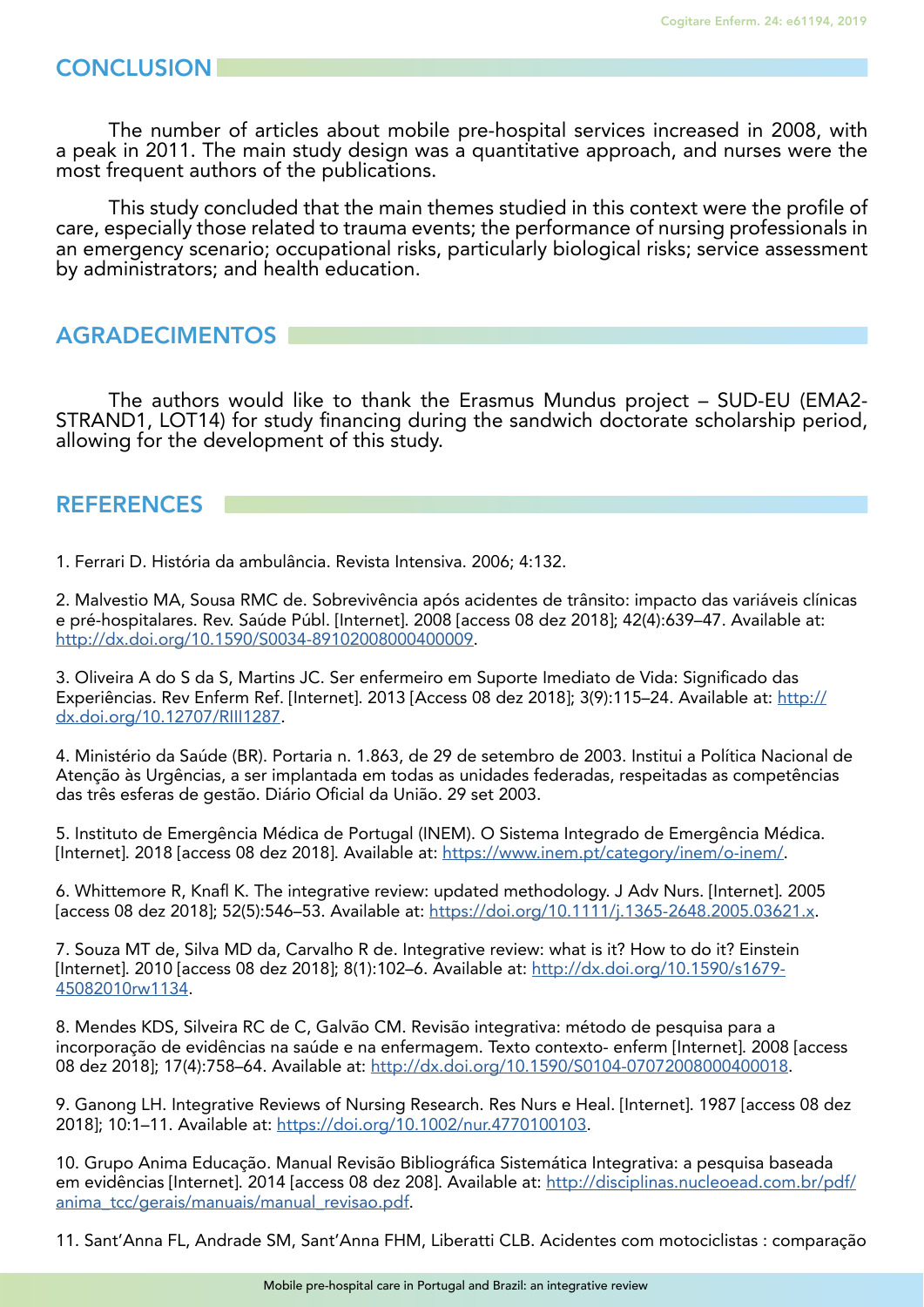## CONCLUSION

The number of articles about mobile pre-hospital services increased in 2008, with a peak in 2011. The main study design was a quantitative approach, and nurses were the most frequent authors of the publications.

This study concluded that the main themes studied in this context were the profile of care, especially those related to trauma events; the performance of nursing professionals in an emergency scenario; occupational risks, particularly biological risks; service assessment by administrators; and health education.

## AGRADECIMENTOS

The authors would like to thank the Erasmus Mundus project – SUD-EU (EMA2-STRAND1, LOT14) for study financing during the sandwich doctorate scholarship period, allowing for the development of this study.

## REFERENCES

1. Ferrari D. História da ambulância. Revista Intensiva. 2006; 4:132.

2. Malvestio MA, Sousa RMC de. Sobrevivência após acidentes de trânsito: impacto das variáveis clínicas e pré-hospitalares. Rev. Saúde Públ. [Internet]. 2008 [access 08 dez 2018]; 42(4):639–47. Available at: http://dx.doi.org/10.1590/S0034-89102008000400009.

3. Oliveira A do S da S, Martins JC. Ser enfermeiro em Suporte Imediato de Vida: Significado das Experiências. Rev Enferm Ref. [Internet]. 2013 [Access 08 dez 2018]; 3(9):115–24. Available at: http://dx.doi.org/10.12707/RIII1287.

4. Ministério da Saúde (BR). Portaria n. 1.863, de 29 de setembro de 2003. Institui a Política Nacional de Atenção às Urgências, a ser implantada em todas as unidades federadas, respeitadas as competências das três esferas de gestão. Diário Oficial da União. 29 set 2003.

5. Instituto de Emergência Médica de Portugal (INEM). O Sistema Integrado de Emergência Médica. [Internet]. 2018 [access 08 dez 2018]. Available at: https://www.inem.pt/category/inem/o-inem/.

6. Whittemore R, Knafl K. The integrative review: updated methodology. J Adv Nurs. [Internet]. 2005 [access 08 dez 2018]; 52(5):546–53. Available at: https://doi.org/10.1111/j.1365-2648.2005.03621.x.

7. Souza MT de, Silva MD da, Carvalho R de. Integrative review: what is it? How to do it? Einstein [Internet]. 2010 [access 08 dez 2018]; 8(1):102–6. Available at: http://dx.doi.org/10.1590/s1679-45082010rw1134.

8. Mendes KDS, Silveira RC de C, Galvão CM. Revisão integrativa: método de pesquisa para a incorporação de evidências na saúde e na enfermagem. Texto contexto- enferm [Internet]. 2008 [access 08 dez 2018]; 17(4):758–64. Available at: http://dx.doi.org/10.1590/S0104-07072008000400018.

9. Ganong LH. Integrative Reviews of Nursing Research. Res Nurs e Heal. [Internet]. 1987 [access 08 dez 2018]; 10:1–11. Available at: https://doi.org/10.1002/nur.4770100103.

10. Grupo Anima Educação. Manual Revisão Bibliográfica Sistemática Integrativa: a pesquisa baseada em evidências [Internet]. 2014 [access 08 dez 208]. Available at: http://disciplinas.nucleoead.com.br/pdf/anima_tcc/gerais/manuais/manual_revisao.pdf.

11. Sant'Anna FL, Andrade SM, Sant'Anna FHM, Liberatti CLB. Acidentes com motociclistas : comparação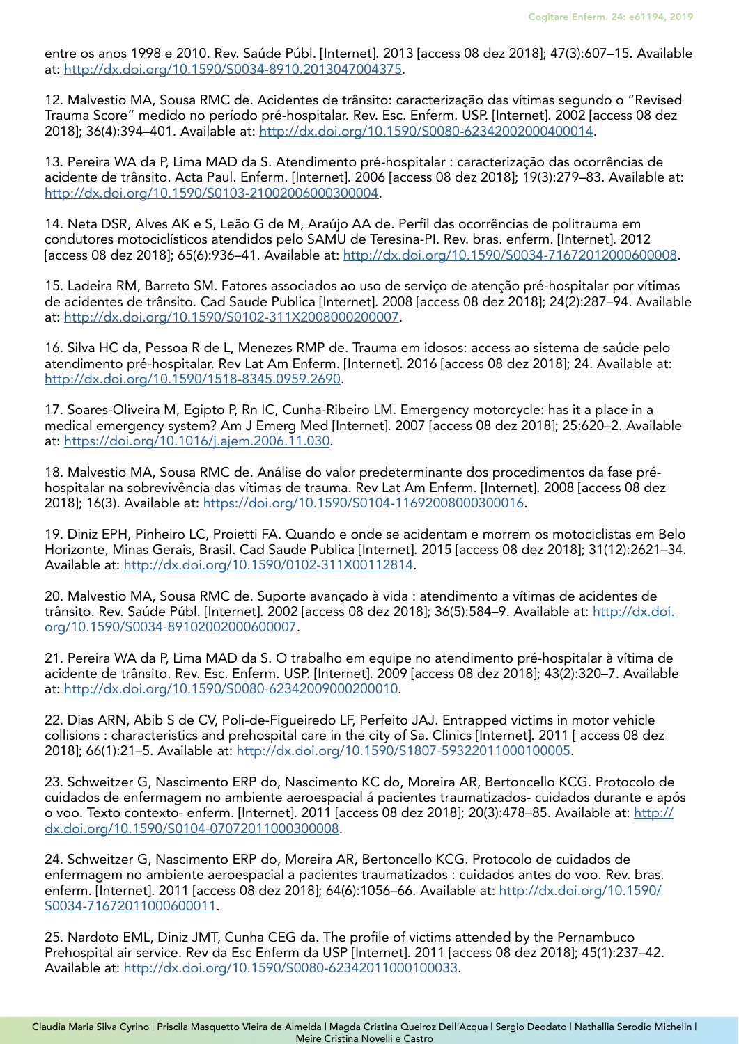entre os anos 1998 e 2010. Rev. Saúde Públ. [Internet]. 2013 [access 08 dez 2018]; 47(3):607–15. Available at: http://dx.doi.org/10.1590/S0034-8910.2013047004375.

12. Malvestio MA, Sousa RMC de. Acidentes de trânsito: caracterização das vítimas segundo o "Revised Trauma Score" medido no período pré-hospitalar. Rev. Esc. Enferm. USP. [Internet]. 2002 [access 08 dez 2018]; 36(4):394–401. Available at: http://dx.doi.org/10.1590/S0080-62342002000400014.

13. Pereira WA da P, Lima MAD da S. Atendimento pré-hospitalar : caracterização das ocorrências de acidente de trânsito. Acta Paul. Enferm. [Internet]. 2006 [access 08 dez 2018]; 19(3):279–83. Available at: http://dx.doi.org/10.1590/S0103-21002006000300004.

14. Neta DSR, Alves AK e S, Leão G de M, Araújo AA de. Perfil das ocorrências de politrauma em condutores motociclísticos atendidos pelo SAMU de Teresina-PI. Rev. bras. enferm. [Internet]. 2012 [access 08 dez 2018]; 65(6):936–41. Available at: http://dx.doi.org/10.1590/S0034-71672012000600008.

15. Ladeira RM, Barreto SM. Fatores associados ao uso de serviço de atenção pré-hospitalar por vítimas de acidentes de trânsito. Cad Saude Publica [Internet]. 2008 [access 08 dez 2018]; 24(2):287–94. Available at: http://dx.doi.org/10.1590/S0102-311X2008000200007.

16. Silva HC da, Pessoa R de L, Menezes RMP de. Trauma em idosos: access ao sistema de saúde pelo atendimento pré-hospitalar. Rev Lat Am Enferm. [Internet]. 2016 [access 08 dez 2018]; 24. Available at: http://dx.doi.org/10.1590/1518-8345.0959.2690.

17. Soares-Oliveira M, Egipto P, Rn IC, Cunha-Ribeiro LM. Emergency motorcycle: has it a place in a medical emergency system? Am J Emerg Med [Internet]. 2007 [access 08 dez 2018]; 25:620–2. Available at: https://doi.org/10.1016/j.ajem.2006.11.030.

18. Malvestio MA, Sousa RMC de. Análise do valor predeterminante dos procedimentos da fase pré-hospitalar na sobrevivência das vítimas de trauma. Rev Lat Am Enferm. [Internet]. 2008 [access 08 dez 2018]; 16(3). Available at: https://doi.org/10.1590/S0104-11692008000300016.

19. Diniz EPH, Pinheiro LC, Proietti FA. Quando e onde se acidentam e morrem os motociclistas em Belo Horizonte, Minas Gerais, Brasil. Cad Saude Publica [Internet]. 2015 [access 08 dez 2018]; 31(12):2621–34. Available at: http://dx.doi.org/10.1590/0102-311X00112814.

20. Malvestio MA, Sousa RMC de. Suporte avançado à vida : atendimento a vítimas de acidentes de trânsito. Rev. Saúde Públ. [Internet]. 2002 [access 08 dez 2018]; 36(5):584–9. Available at: http://dx.doi.org/10.1590/S0034-89102002000600007.

21. Pereira WA da P, Lima MAD da S. O trabalho em equipe no atendimento pré-hospitalar à vítima de acidente de trânsito. Rev. Esc. Enferm. USP. [Internet]. 2009 [access 08 dez 2018]; 43(2):320–7. Available at: http://dx.doi.org/10.1590/S0080-62342009000200010.

22. Dias ARN, Abib S de CV, Poli-de-Figueiredo LF, Perfeito JAJ. Entrapped victims in motor vehicle collisions : characteristics and prehospital care in the city of Sa. Clinics [Internet]. 2011 [ access 08 dez 2018]; 66(1):21–5. Available at: http://dx.doi.org/10.1590/S1807-59322011000100005.

23. Schweitzer G, Nascimento ERP do, Nascimento KC do, Moreira AR, Bertoncello KCG. Protocolo de cuidados de enfermagem no ambiente aeroespacial á pacientes traumatizados- cuidados durante e após o voo. Texto contexto- enferm. [Internet]. 2011 [access 08 dez 2018]; 20(3):478–85. Available at: http://dx.doi.org/10.1590/S0104-07072011000300008.

24. Schweitzer G, Nascimento ERP do, Moreira AR, Bertoncello KCG. Protocolo de cuidados de enfermagem no ambiente aeroespacial a pacientes traumatizados : cuidados antes do voo. Rev. bras. enferm. [Internet]. 2011 [access 08 dez 2018]; 64(6):1056–66. Available at: http://dx.doi.org/10.1590/S0034-71672011000600011.

25. Nardoto EML, Diniz JMT, Cunha CEG da. The profile of victims attended by the Pernambuco Prehospital air service. Rev da Esc Enferm da USP [Internet]. 2011 [access 08 dez 2018]; 45(1):237–42. Available at: http://dx.doi.org/10.1590/S0080-62342011000100033.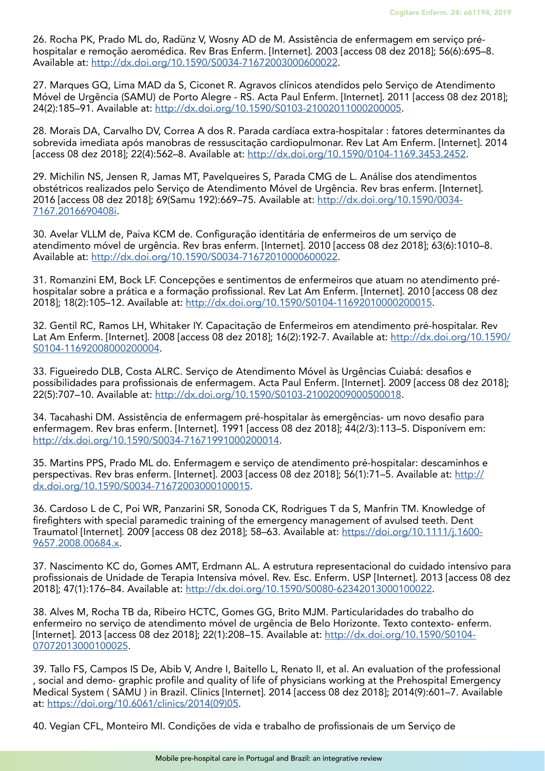26. Rocha PK, Prado ML do, Radünz V, Wosny AD de M. Assistência de enfermagem em serviço pré-hospitalar e remoção aeromédica. Rev Bras Enferm. [Internet]. 2003 [access 08 dez 2018]; 56(6):695–8. Available at: http://dx.doi.org/10.1590/S0034-71672003000600022.

27. Marques GQ, Lima MAD da S, Ciconet R. Agravos clínicos atendidos pelo Serviço de Atendimento Móvel de Urgência (SAMU) de Porto Alegre - RS. Acta Paul Enferm. [Internet]. 2011 [access 08 dez 2018]; 24(2):185–91. Available at: http://dx.doi.org/10.1590/S0103-21002011000200005.

28. Morais DA, Carvalho DV, Correa A dos R. Parada cardíaca extra-hospitalar : fatores determinantes da sobrevida imediata após manobras de ressuscitação cardiopulmonar. Rev Lat Am Enferm. [Internet]. 2014 [access 08 dez 2018]; 22(4):562–8. Available at: http://dx.doi.org/10.1590/0104-1169.3453.2452.

29. Michilin NS, Jensen R, Jamas MT, Pavelqueires S, Parada CMG de L. Análise dos atendimentos obstétricos realizados pelo Serviço de Atendimento Móvel de Urgência. Rev bras enferm. [Internet]. 2016 [access 08 dez 2018]; 69(Samu 192):669–75. Available at: http://dx.doi.org/10.1590/0034-7167.2016690408i.

30. Avelar VLLM de, Paiva KCM de. Configuração identitária de enfermeiros de um serviço de atendimento móvel de urgência. Rev bras enferm. [Internet]. 2010 [access 08 dez 2018]; 63(6):1010–8. Available at: http://dx.doi.org/10.1590/S0034-71672010000600022.

31. Romanzini EM, Bock LF. Concepções e sentimentos de enfermeiros que atuam no atendimento pré-hospitalar sobre a prática e a formação profissional. Rev Lat Am Enferm. [Internet]. 2010 [access 08 dez 2018]; 18(2):105–12. Available at: http://dx.doi.org/10.1590/S0104-11692010000200015.

32. Gentil RC, Ramos LH, Whitaker IY. Capacitação de Enfermeiros em atendimento pré-hospitalar. Rev Lat Am Enferm. [Internet]. 2008 [access 08 dez 2018]; 16(2):192-7. Available at: http://dx.doi.org/10.1590/S0104-11692008000200004.

33. Figueiredo DLB, Costa ALRC. Serviço de Atendimento Móvel às Urgências Cuiabá: desafios e possibilidades para profissionais de enfermagem. Acta Paul Enferm. [Internet]. 2009 [access 08 dez 2018]; 22(5):707–10. Available at: http://dx.doi.org/10.1590/S0103-21002009000500018.

34. Tacahashi DM. Assistência de enfermagem pré-hospitalar às emergências- um novo desafio para enfermagem. Rev bras enferm. [Internet]. 1991 [access 08 dez 2018]; 44(2/3):113–5. Disponívem em: http://dx.doi.org/10.1590/S0034-71671991000200014.

35. Martins PPS, Prado ML do. Enfermagem e serviço de atendimento pré-hospitalar: descaminhos e perspectivas. Rev bras enferm. [Internet]. 2003 [access 08 dez 2018]; 56(1):71–5. Available at: http://dx.doi.org/10.1590/S0034-71672003000100015.

36. Cardoso L de C, Poi WR, Panzarini SR, Sonoda CK, Rodrigues T da S, Manfrin TM. Knowledge of firefighters with special paramedic training of the emergency management of avulsed teeth. Dent Traumatol [Internet]. 2009 [access 08 dez 2018]; 58–63. Available at: https://doi.org/10.1111/j.1600-9657.2008.00684.x.

37. Nascimento KC do, Gomes AMT, Erdmann AL. A estrutura representacional do cuidado intensivo para profissionais de Unidade de Terapia Intensiva móvel. Rev. Esc. Enferm. USP [Internet]. 2013 [access 08 dez 2018]; 47(1):176–84. Available at: http://dx.doi.org/10.1590/S0080-62342013000100022.

38. Alves M, Rocha TB da, Ribeiro HCTC, Gomes GG, Brito MJM. Particularidades do trabalho do enfermeiro no serviço de atendimento móvel de urgência de Belo Horizonte. Texto contexto- enferm. [Internet]. 2013 [access 08 dez 2018]; 22(1):208–15. Available at: http://dx.doi.org/10.1590/S0104-07072013000100025.

39. Tallo FS, Campos IS De, Abib V, Andre I, Baitello L, Renato II, et al. An evaluation of the professional , social and demo- graphic profile and quality of life of physicians working at the Prehospital Emergency Medical System ( SAMU ) in Brazil. Clinics [Internet]. 2014 [access 08 dez 2018]; 2014(9):601–7. Available at: https://doi.org/10.6061/clinics/2014(09)05.

40. Vegian CFL, Monteiro MI. Condições de vida e trabalho de profissionais de um Serviço de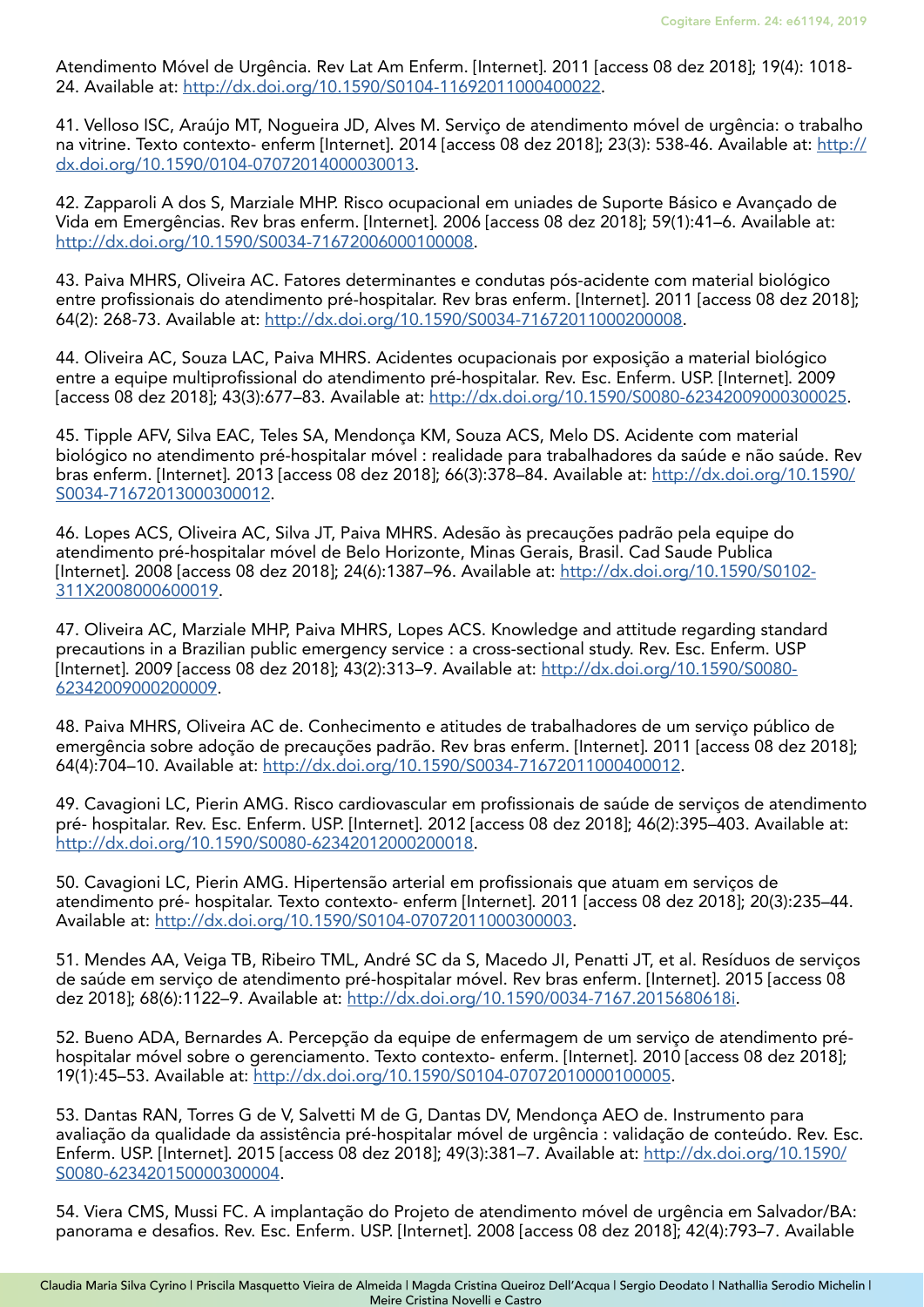Atendimento Móvel de Urgência. Rev Lat Am Enferm. [Internet]. 2011 [access 08 dez 2018]; 19(4): 1018-24. Available at: http://dx.doi.org/10.1590/S0104-11692011000400022.

41. Velloso ISC, Araújo MT, Nogueira JD, Alves M. Serviço de atendimento móvel de urgência: o trabalho na vitrine. Texto contexto- enferm [Internet]. 2014 [access 08 dez 2018]; 23(3): 538-46. Available at: http://dx.doi.org/10.1590/0104-07072014000030013.

42. Zapparoli A dos S, Marziale MHP. Risco ocupacional em uniades de Suporte Básico e Avançado de Vida em Emergências. Rev bras enferm. [Internet]. 2006 [access 08 dez 2018]; 59(1):41–6. Available at: http://dx.doi.org/10.1590/S0034-71672006000100008.

43. Paiva MHRS, Oliveira AC. Fatores determinantes e condutas pós-acidente com material biológico entre profissionais do atendimento pré-hospitalar. Rev bras enferm. [Internet]. 2011 [access 08 dez 2018]; 64(2): 268-73. Available at: http://dx.doi.org/10.1590/S0034-71672011000200008.

44. Oliveira AC, Souza LAC, Paiva MHRS. Acidentes ocupacionais por exposição a material biológico entre a equipe multiprofissional do atendimento pré-hospitalar. Rev. Esc. Enferm. USP. [Internet]. 2009 [access 08 dez 2018]; 43(3):677–83. Available at: http://dx.doi.org/10.1590/S0080-62342009000300025.

45. Tipple AFV, Silva EAC, Teles SA, Mendonça KM, Souza ACS, Melo DS. Acidente com material biológico no atendimento pré-hospitalar móvel : realidade para trabalhadores da saúde e não saúde. Rev bras enferm. [Internet]. 2013 [access 08 dez 2018]; 66(3):378–84. Available at: http://dx.doi.org/10.1590/S0034-71672013000300012.

46. Lopes ACS, Oliveira AC, Silva JT, Paiva MHRS. Adesão às precauções padrão pela equipe do atendimento pré-hospitalar móvel de Belo Horizonte, Minas Gerais, Brasil. Cad Saude Publica [Internet]. 2008 [access 08 dez 2018]; 24(6):1387–96. Available at: http://dx.doi.org/10.1590/S0102-311X2008000600019.

47. Oliveira AC, Marziale MHP, Paiva MHRS, Lopes ACS. Knowledge and attitude regarding standard precautions in a Brazilian public emergency service : a cross-sectional study. Rev. Esc. Enferm. USP [Internet]. 2009 [access 08 dez 2018]; 43(2):313–9. Available at: http://dx.doi.org/10.1590/S0080-62342009000200009.

48. Paiva MHRS, Oliveira AC de. Conhecimento e atitudes de trabalhadores de um serviço público de emergência sobre adoção de precauções padrão. Rev bras enferm. [Internet]. 2011 [access 08 dez 2018]; 64(4):704–10. Available at: http://dx.doi.org/10.1590/S0034-71672011000400012.

49. Cavagioni LC, Pierin AMG. Risco cardiovascular em profissionais de saúde de serviços de atendimento pré- hospitalar. Rev. Esc. Enferm. USP. [Internet]. 2012 [access 08 dez 2018]; 46(2):395–403. Available at: http://dx.doi.org/10.1590/S0080-62342012000200018.

50. Cavagioni LC, Pierin AMG. Hipertensão arterial em profissionais que atuam em serviços de atendimento pré- hospitalar. Texto contexto- enferm [Internet]. 2011 [access 08 dez 2018]; 20(3):235–44. Available at: http://dx.doi.org/10.1590/S0104-07072011000300003.

51. Mendes AA, Veiga TB, Ribeiro TML, André SC da S, Macedo JI, Penatti JT, et al. Resíduos de serviços de saúde em serviço de atendimento pré-hospitalar móvel. Rev bras enferm. [Internet]. 2015 [access 08 dez 2018]; 68(6):1122–9. Available at: http://dx.doi.org/10.1590/0034-7167.2015680618i.

52. Bueno ADA, Bernardes A. Percepção da equipe de enfermagem de um serviço de atendimento pré-hospitalar móvel sobre o gerenciamento. Texto contexto- enferm. [Internet]. 2010 [access 08 dez 2018]; 19(1):45–53. Available at: http://dx.doi.org/10.1590/S0104-07072010000100005.

53. Dantas RAN, Torres G de V, Salvetti M de G, Dantas DV, Mendonça AEO de. Instrumento para avaliação da qualidade da assistência pré-hospitalar móvel de urgência : validação de conteúdo. Rev. Esc. Enferm. USP. [Internet]. 2015 [access 08 dez 2018]; 49(3):381–7. Available at: http://dx.doi.org/10.1590/S0080-623420150000300004.

54. Viera CMS, Mussi FC. A implantação do Projeto de atendimento móvel de urgência em Salvador/BA: panorama e desafios. Rev. Esc. Enferm. USP. [Internet]. 2008 [access 08 dez 2018]; 42(4):793–7. Available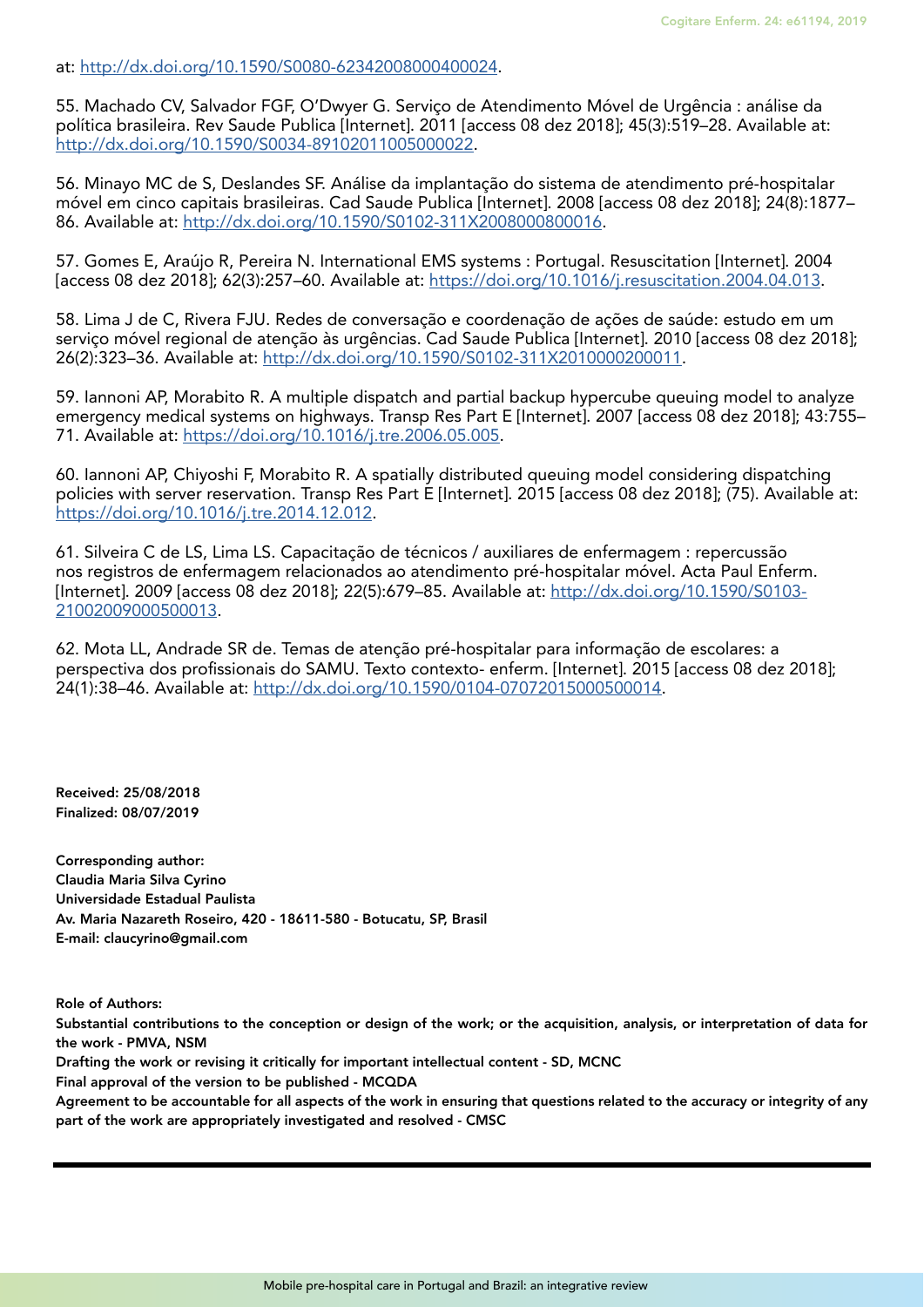at: http://dx.doi.org/10.1590/S0080-62342008000400024.

55. Machado CV, Salvador FGF, O'Dwyer G. Serviço de Atendimento Móvel de Urgência : análise da política brasileira. Rev Saude Publica [Internet]. 2011 [access 08 dez 2018]; 45(3):519–28. Available at: http://dx.doi.org/10.1590/S0034-89102011005000022.

56. Minayo MC de S, Deslandes SF. Análise da implantação do sistema de atendimento pré-hospitalar móvel em cinco capitais brasileiras. Cad Saude Publica [Internet]. 2008 [access 08 dez 2018]; 24(8):1877–86. Available at: http://dx.doi.org/10.1590/S0102-311X2008000800016.

57. Gomes E, Araújo R, Pereira N. International EMS systems : Portugal. Resuscitation [Internet]. 2004 [access 08 dez 2018]; 62(3):257–60. Available at: https://doi.org/10.1016/j.resuscitation.2004.04.013.

58. Lima J de C, Rivera FJU. Redes de conversação e coordenação de ações de saúde: estudo em um serviço móvel regional de atenção às urgências. Cad Saude Publica [Internet]. 2010 [access 08 dez 2018]; 26(2):323–36. Available at: http://dx.doi.org/10.1590/S0102-311X2010000200011.

59. Iannoni AP, Morabito R. A multiple dispatch and partial backup hypercube queuing model to analyze emergency medical systems on highways. Transp Res Part E [Internet]. 2007 [access 08 dez 2018]; 43:755–71. Available at: https://doi.org/10.1016/j.tre.2006.05.005.

60. Iannoni AP, Chiyoshi F, Morabito R. A spatially distributed queuing model considering dispatching policies with server reservation. Transp Res Part E [Internet]. 2015 [access 08 dez 2018]; (75). Available at: https://doi.org/10.1016/j.tre.2014.12.012.

61. Silveira C de LS, Lima LS. Capacitação de técnicos / auxiliares de enfermagem : repercussão nos registros de enfermagem relacionados ao atendimento pré-hospitalar móvel. Acta Paul Enferm. [Internet]. 2009 [access 08 dez 2018]; 22(5):679–85. Available at: http://dx.doi.org/10.1590/S0103-21002009000500013.

62. Mota LL, Andrade SR de. Temas de atenção pré-hospitalar para informação de escolares: a perspectiva dos profissionais do SAMU. Texto contexto- enferm. [Internet]. 2015 [access 08 dez 2018]; 24(1):38–46. Available at: http://dx.doi.org/10.1590/0104-07072015000500014.

**Received: 25/08/2018**
**Finalized: 08/07/2019**

**Corresponding author:**
**Claudia Maria Silva Cyrino**
**Universidade Estadual Paulista**
**Av. Maria Nazareth Roseiro, 420 - 18611-580 - Botucatu, SP, Brasil**
**E-mail: claucyrino@gmail.com**

**Role of Authors:**
**Substantial contributions to the conception or design of the work; or the acquisition, analysis, or interpretation of data for the work - PMVA, NSM**
**Drafting the work or revising it critically for important intellectual content - SD, MCNC**
**Final approval of the version to be published - MCQDA**
**Agreement to be accountable for all aspects of the work in ensuring that questions related to the accuracy or integrity of any part of the work are appropriately investigated and resolved - CMSC**